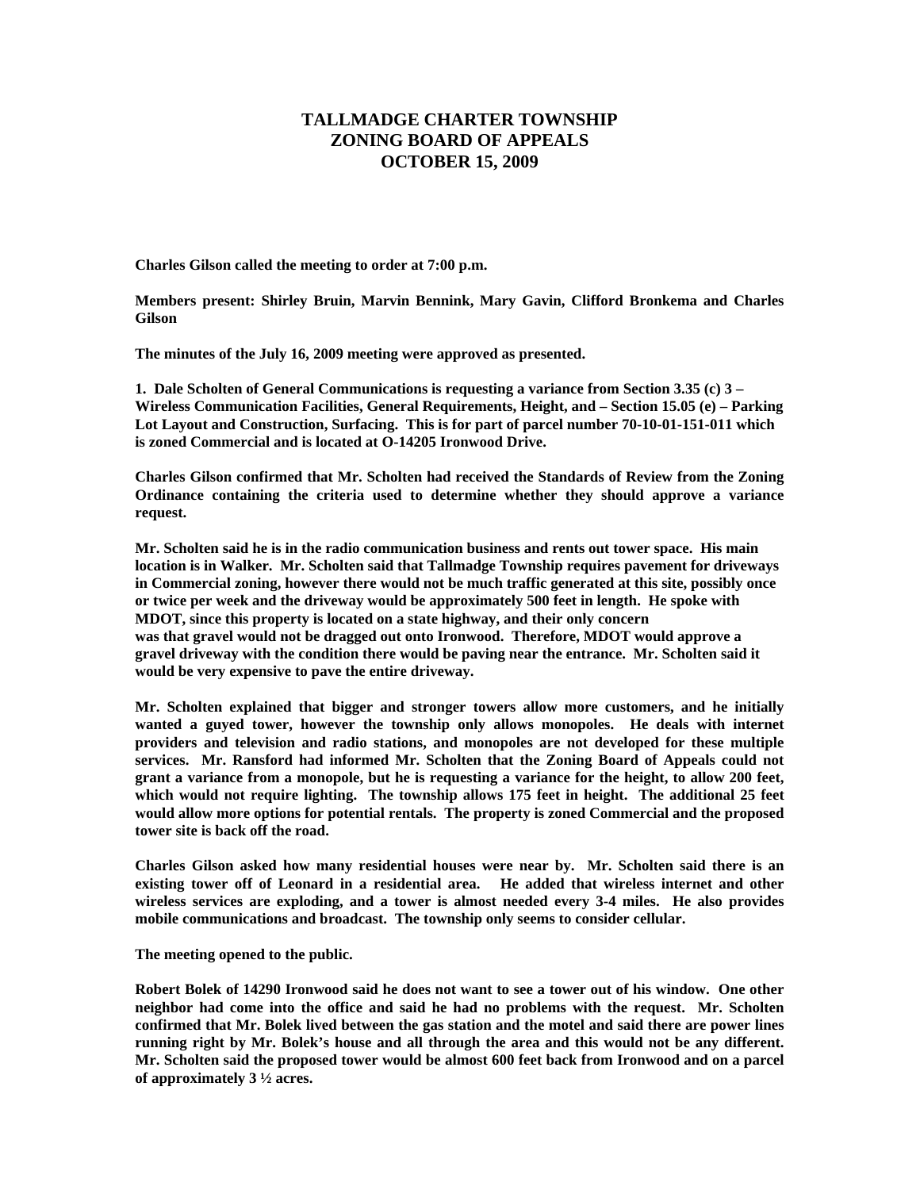# TALLMADGE CHARTER TOWNSHIP
# ZONING BOARD OF APPEALS
# OCTOBER 15, 2009

**Charles Gilson called the meeting to order at 7:00 p.m.**

**Members present: Shirley Bruin, Marvin Bennink, Mary Gavin, Clifford Bronkema and Charles Gilson**

**The minutes of the July 16, 2009 meeting were approved as presented.**

**1. Dale Scholten of General Communications is requesting a variance from Section 3.35 (c) 3 – Wireless Communication Facilities, General Requirements, Height, and – Section 15.05 (e) – Parking Lot Layout and Construction, Surfacing. This is for part of parcel number 70-10-01-151-011 which is zoned Commercial and is located at O-14205 Ironwood Drive.**

**Charles Gilson confirmed that Mr. Scholten had received the Standards of Review from the Zoning Ordinance containing the criteria used to determine whether they should approve a variance request.**

**Mr. Scholten said he is in the radio communication business and rents out tower space. His main location is in Walker. Mr. Scholten said that Tallmadge Township requires pavement for driveways in Commercial zoning, however there would not be much traffic generated at this site, possibly once or twice per week and the driveway would be approximately 500 feet in length. He spoke with MDOT, since this property is located on a state highway, and their only concern was that gravel would not be dragged out onto Ironwood. Therefore, MDOT would approve a gravel driveway with the condition there would be paving near the entrance. Mr. Scholten said it would be very expensive to pave the entire driveway.**

**Mr. Scholten explained that bigger and stronger towers allow more customers, and he initially wanted a guyed tower, however the township only allows monopoles. He deals with internet providers and television and radio stations, and monopoles are not developed for these multiple services. Mr. Ransford had informed Mr. Scholten that the Zoning Board of Appeals could not grant a variance from a monopole, but he is requesting a variance for the height, to allow 200 feet, which would not require lighting. The township allows 175 feet in height. The additional 25 feet would allow more options for potential rentals. The property is zoned Commercial and the proposed tower site is back off the road.**

**Charles Gilson asked how many residential houses were near by. Mr. Scholten said there is an existing tower off of Leonard in a residential area. He added that wireless internet and other wireless services are exploding, and a tower is almost needed every 3-4 miles. He also provides mobile communications and broadcast. The township only seems to consider cellular.**

**The meeting opened to the public.**

**Robert Bolek of 14290 Ironwood said he does not want to see a tower out of his window. One other neighbor had come into the office and said he had no problems with the request. Mr. Scholten confirmed that Mr. Bolek lived between the gas station and the motel and said there are power lines running right by Mr. Bolek's house and all through the area and this would not be any different. Mr. Scholten said the proposed tower would be almost 600 feet back from Ironwood and on a parcel of approximately 3 ½ acres.**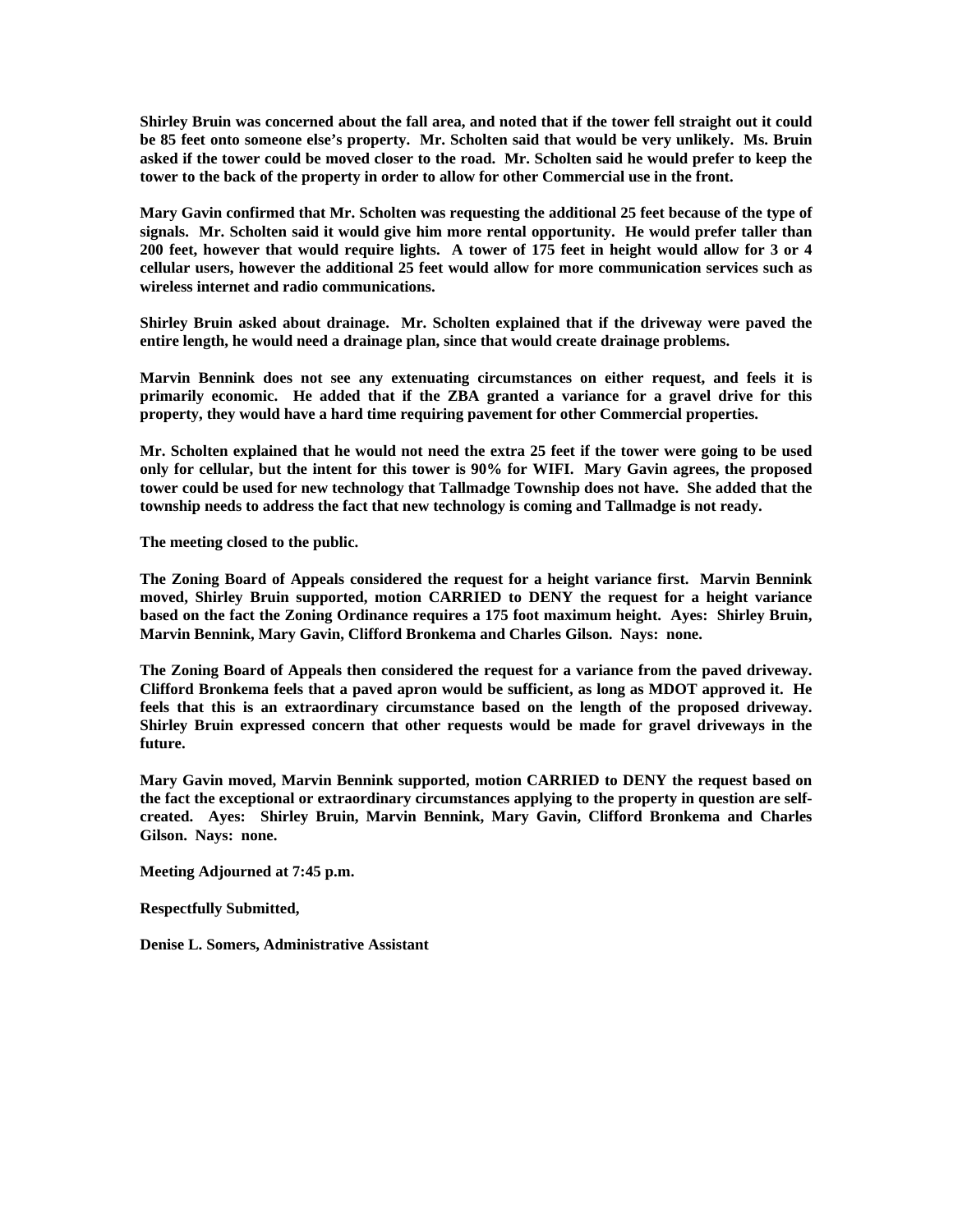**Shirley Bruin was concerned about the fall area, and noted that if the tower fell straight out it could be 85 feet onto someone else's property. Mr. Scholten said that would be very unlikely. Ms. Bruin asked if the tower could be moved closer to the road. Mr. Scholten said he would prefer to keep the tower to the back of the property in order to allow for other Commercial use in the front.**

**Mary Gavin confirmed that Mr. Scholten was requesting the additional 25 feet because of the type of signals. Mr. Scholten said it would give him more rental opportunity. He would prefer taller than 200 feet, however that would require lights. A tower of 175 feet in height would allow for 3 or 4 cellular users, however the additional 25 feet would allow for more communication services such as wireless internet and radio communications.**

**Shirley Bruin asked about drainage. Mr. Scholten explained that if the driveway were paved the entire length, he would need a drainage plan, since that would create drainage problems.**

**Marvin Bennink does not see any extenuating circumstances on either request, and feels it is primarily economic. He added that if the ZBA granted a variance for a gravel drive for this property, they would have a hard time requiring pavement for other Commercial properties.**

**Mr. Scholten explained that he would not need the extra 25 feet if the tower were going to be used only for cellular, but the intent for this tower is 90% for WIFI. Mary Gavin agrees, the proposed tower could be used for new technology that Tallmadge Township does not have. She added that the township needs to address the fact that new technology is coming and Tallmadge is not ready.**

**The meeting closed to the public.**

**The Zoning Board of Appeals considered the request for a height variance first. Marvin Bennink moved, Shirley Bruin supported, motion CARRIED to DENY the request for a height variance based on the fact the Zoning Ordinance requires a 175 foot maximum height. Ayes: Shirley Bruin, Marvin Bennink, Mary Gavin, Clifford Bronkema and Charles Gilson. Nays: none.**

**The Zoning Board of Appeals then considered the request for a variance from the paved driveway. Clifford Bronkema feels that a paved apron would be sufficient, as long as MDOT approved it. He feels that this is an extraordinary circumstance based on the length of the proposed driveway. Shirley Bruin expressed concern that other requests would be made for gravel driveways in the future.**

**Mary Gavin moved, Marvin Bennink supported, motion CARRIED to DENY the request based on the fact the exceptional or extraordinary circumstances applying to the property in question are self-created. Ayes: Shirley Bruin, Marvin Bennink, Mary Gavin, Clifford Bronkema and Charles Gilson. Nays: none.**

**Meeting Adjourned at 7:45 p.m.**

**Respectfully Submitted,**

**Denise L. Somers, Administrative Assistant**